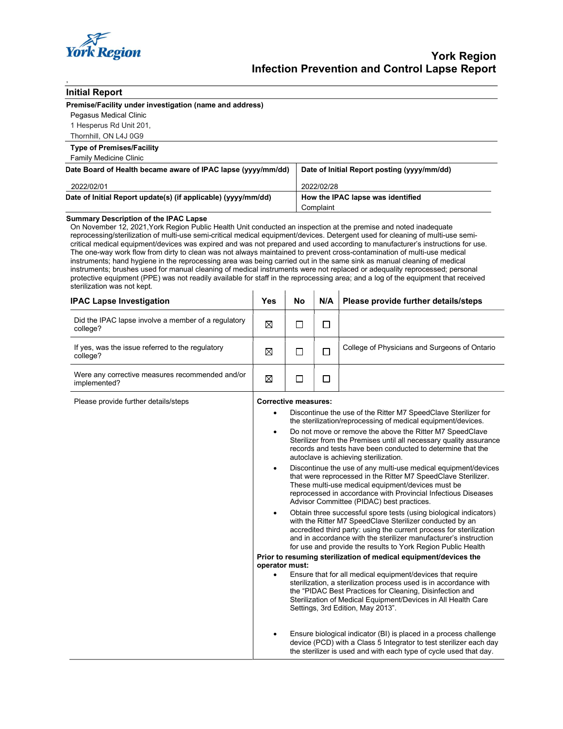# York Region
# Infection Prevention and Control Lapse Report

## Initial Report

**Premise/Facility under investigation (name and address)**

Pegasus Medical Clinic
1 Hesperus Rd Unit 201,
Thornhill, ON L4J 0G9

**Type of Premises/Facility**

Family Medicine Clinic

| Date Board of Health became aware of IPAC lapse (yyyy/mm/dd) | Date of Initial Report posting (yyyy/mm/dd) |
|---|---|
| 2022/02/01 | 2022/02/28 |
| **Date of Initial Report update(s) (if applicable) (yyyy/mm/dd)** | **How the IPAC lapse was identified** |
| | Complaint |

**Summary Description of the IPAC Lapse**

On November 12, 2021,York Region Public Health Unit conducted an inspection at the premise and noted inadequate reprocessing/sterilization of multi-use semi-critical medical equipment/devices. Detergent used for cleaning of multi-use semi-critical medical equipment/devices was expired and was not prepared and used according to manufacturer's instructions for use. The one-way work flow from dirty to clean was not always maintained to prevent cross-contamination of multi-use medical instruments; hand hygiene in the reprocessing area was being carried out in the same sink as manual cleaning of medical instruments; brushes used for manual cleaning of medical instruments were not replaced or adequality reprocessed; personal protective equipment (PPE) was not readily available for staff in the reprocessing area; and a log of the equipment that received sterilization was not kept.

| IPAC Lapse Investigation | Yes | No | N/A | Please provide further details/steps |
|---|---|---|---|---|
| Did the IPAC lapse involve a member of a regulatory college? | ☒ | ☐ | ☐ | |
| If yes, was the issue referred to the regulatory college? | ☒ | ☐ | ☐ | College of Physicians and Surgeons of Ontario |
| Were any corrective measures recommended and/or implemented? | ☒ | ☐ | ☐ | |

Please provide further details/steps

**Corrective measures:**

- Discontinue the use of the Ritter M7 SpeedClave Sterilizer for the sterilization/reprocessing of medical equipment/devices.
- Do not move or remove the above the Ritter M7 SpeedClave Sterilizer from the Premises until all necessary quality assurance records and tests have been conducted to determine that the autoclave is achieving sterilization.
- Discontinue the use of any multi-use medical equipment/devices that were reprocessed in the Ritter M7 SpeedClave Sterilizer. These multi-use medical equipment/devices must be reprocessed in accordance with Provincial Infectious Diseases Advisor Committee (PIDAC) best practices.
- Obtain three successful spore tests (using biological indicators) with the Ritter M7 SpeedClave Sterilizer conducted by an accredited third party: using the current process for sterilization and in accordance with the sterilizer manufacturer's instruction for use and provide the results to York Region Public Health

**Prior to resuming sterilization of medical equipment/devices the operator must:**

- Ensure that for all medical equipment/devices that require sterilization, a sterilization process used is in accordance with the "PIDAC Best Practices for Cleaning, Disinfection and Sterilization of Medical Equipment/Devices in All Health Care Settings, 3rd Edition, May 2013".
- Ensure biological indicator (BI) is placed in a process challenge device (PCD) with a Class 5 Integrator to test sterilizer each day the sterilizer is used and with each type of cycle used that day.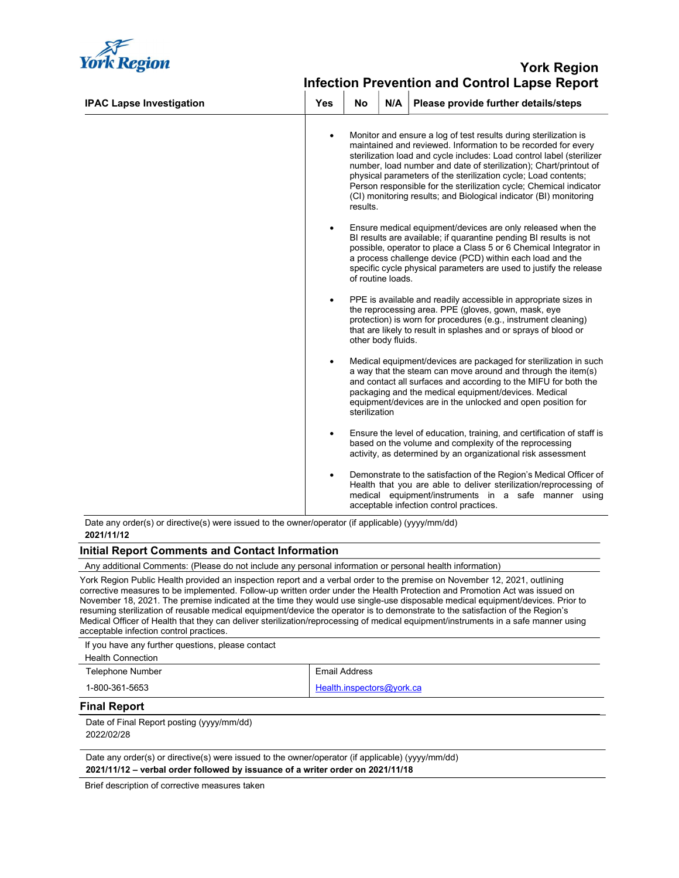# York Region
## Infection Prevention and Control Lapse Report

| IPAC Lapse Investigation | Yes | No | N/A | Please provide further details/steps |
|---|---|---|---|---|
| | | | | • Monitor and ensure a log of test results during sterilization is maintained and reviewed. Information to be recorded for every sterilization load and cycle includes: Load control label (sterilizer number, load number and date of sterilization); Chart/printout of physical parameters of the sterilization cycle; Load contents; Person responsible for the sterilization cycle; Chemical indicator (CI) monitoring results; and Biological indicator (BI) monitoring results.<br><br>• Ensure medical equipment/devices are only released when the BI results are available; if quarantine pending BI results is not possible, operator to place a Class 5 or 6 Chemical Integrator in a process challenge device (PCD) within each load and the specific cycle physical parameters are used to justify the release of routine loads.<br><br>• PPE is available and readily accessible in appropriate sizes in the reprocessing area. PPE (gloves, gown, mask, eye protection) is worn for procedures (e.g., instrument cleaning) that are likely to result in splashes and or sprays of blood or other body fluids.<br><br>• Medical equipment/devices are packaged for sterilization in such a way that the steam can move around and through the item(s) and contact all surfaces and according to the MIFU for both the packaging and the medical equipment/devices. Medical equipment/devices are in the unlocked and open position for sterilization<br><br>• Ensure the level of education, training, and certification of staff is based on the volume and complexity of the reprocessing activity, as determined by an organizational risk assessment<br><br>• Demonstrate to the satisfaction of the Region's Medical Officer of Health that you are able to deliver sterilization/reprocessing of medical equipment/instruments in a safe manner using acceptable infection control practices. |

Date any order(s) or directive(s) were issued to the owner/operator (if applicable) (yyyy/mm/dd)

**2021/11/12**

## Initial Report Comments and Contact Information

Any additional Comments: (Please do not include any personal information or personal health information)

York Region Public Health provided an inspection report and a verbal order to the premise on November 12, 2021, outlining corrective measures to be implemented. Follow-up written order under the Health Protection and Promotion Act was issued on November 18, 2021. The premise indicated at the time they would use single-use disposable medical equipment/devices. Prior to resuming sterilization of reusable medical equipment/device the operator is to demonstrate to the satisfaction of the Region's Medical Officer of Health that they can deliver sterilization/reprocessing of medical equipment/instruments in a safe manner using acceptable infection control practices.

If you have any further questions, please contact

Health Connection

| Telephone Number | Email Address |
|---|---|
| 1-800-361-5653 | Health.inspectors@york.ca |

## Final Report

Date of Final Report posting (yyyy/mm/dd)

2022/02/28

Date any order(s) or directive(s) were issued to the owner/operator (if applicable) (yyyy/mm/dd)

**2021/11/12 – verbal order followed by issuance of a writer order on 2021/11/18**

Brief description of corrective measures taken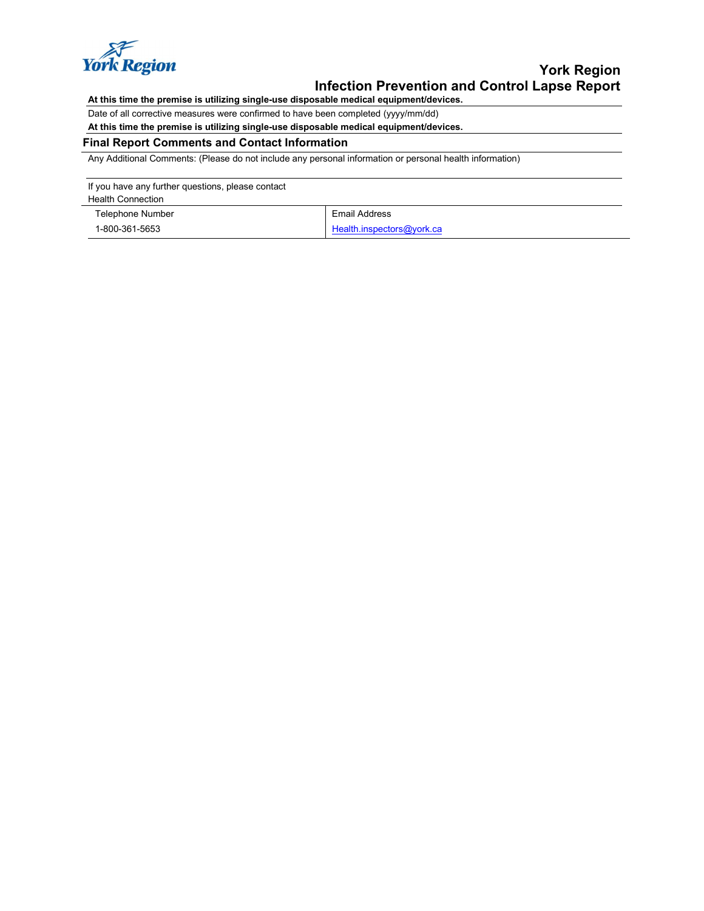**At this time the premise is utilizing single-use disposable medical equipment/devices.**

Date of all corrective measures were confirmed to have been completed (yyyy/mm/dd)

**At this time the premise is utilizing single-use disposable medical equipment/devices.**

## Final Report Comments and Contact Information

Any Additional Comments: (Please do not include any personal information or personal health information)

If you have any further questions, please contact
Health Connection

| Telephone Number | Email Address |
|---|---|
| 1-800-361-5653 | Health.inspectors@york.ca |